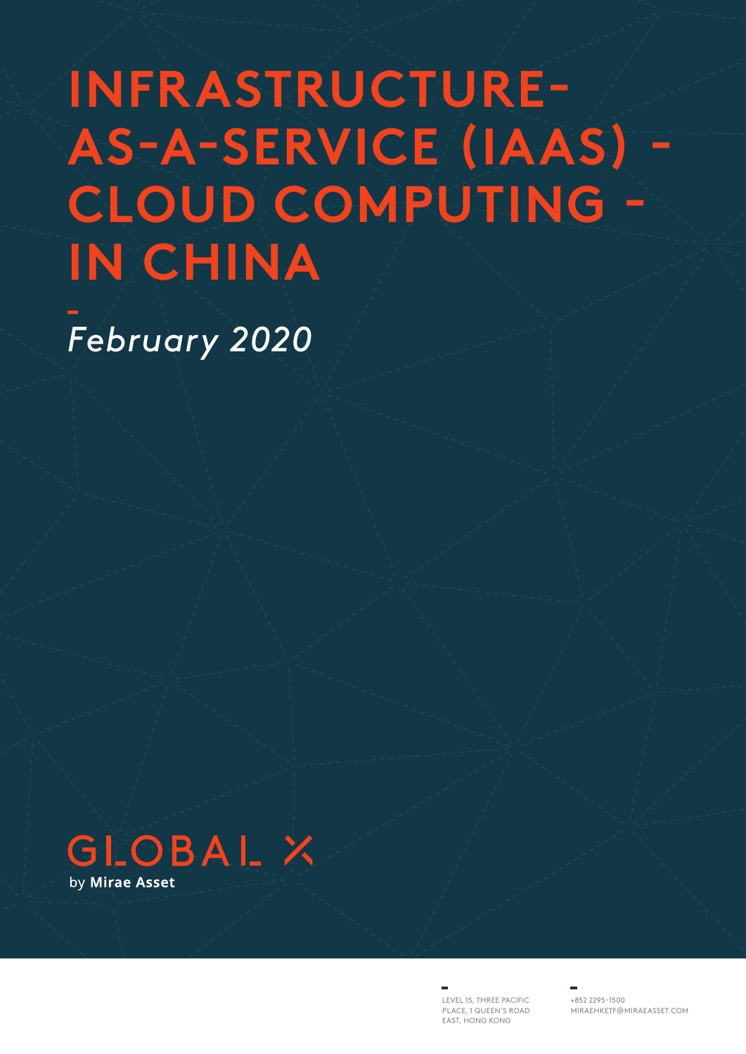# INFRASTRUCTURE-AS-A-SERVICE (IAAS) - CLOUD COMPUTING - IN CHINA

*February 2020*

GLOBAL X

by **Mirae Asset**

LEVEL 15, THREE PACIFIC PLACE, 1 QUEEN'S ROAD EAST, HONG KONG

+852 2295-1500
MIRAEHKETF@MIRAEASSET.COM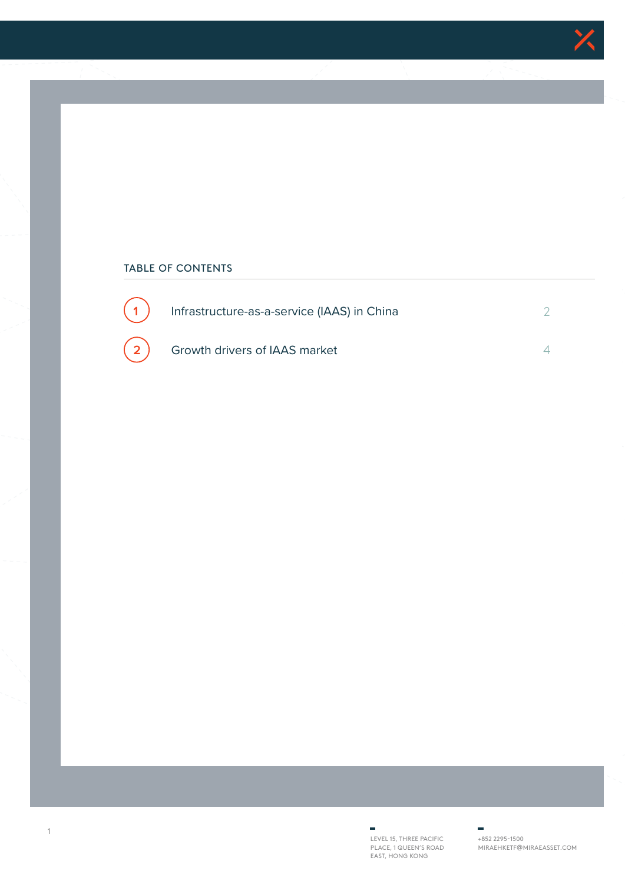## TABLE OF CONTENTS

| | | |
|---|---|---|
| 1 | Infrastructure-as-a-service (IAAS) in China | 2 |
| 2 | Growth drivers of IAAS market | 4 |

LEVEL 15, THREE PACIFIC PLACE, 1 QUEEN'S ROAD EAST, HONG KONG

+852 2295-1500
MIRAEHKETF@MIRAEASSET.COM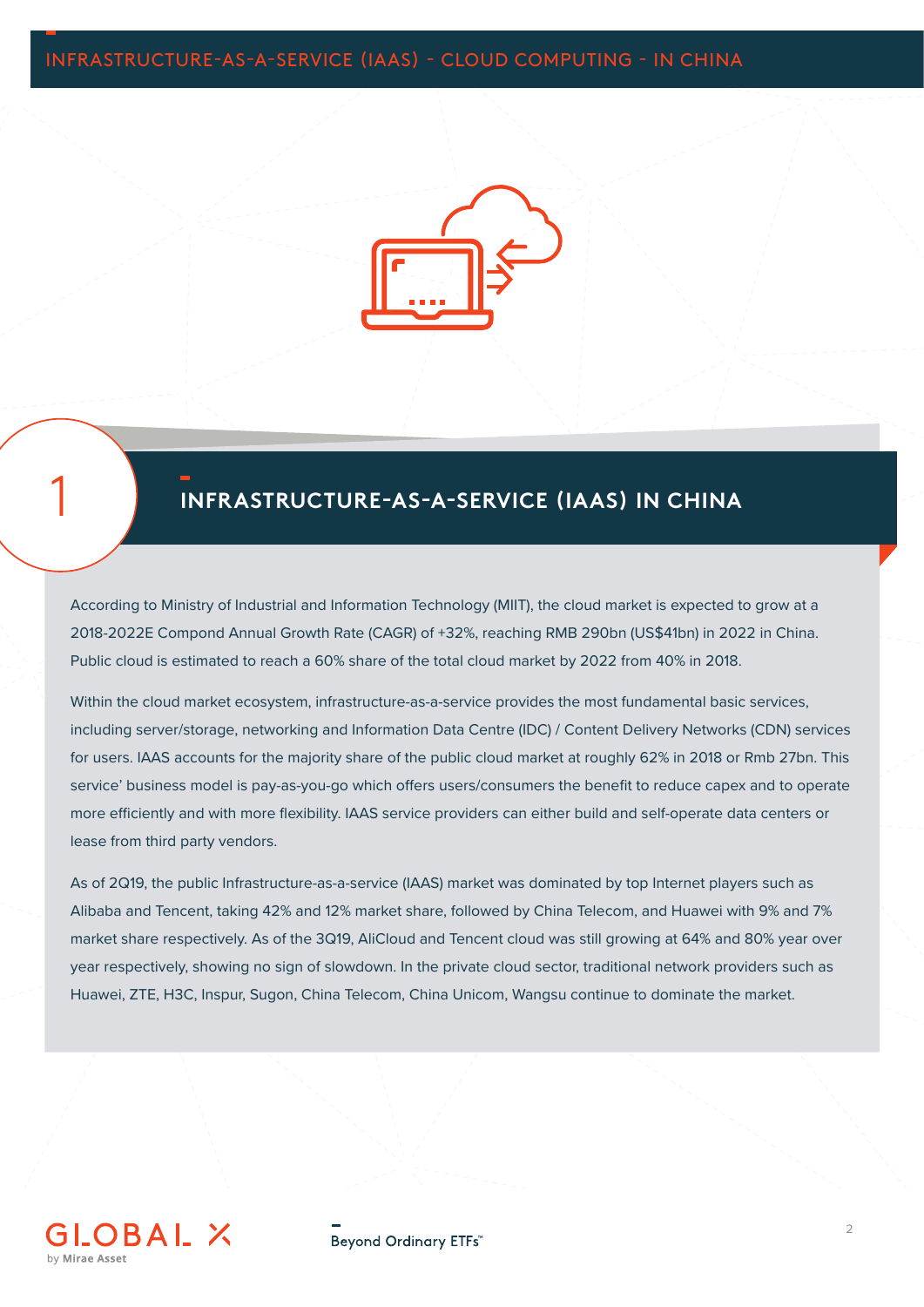## 1 INFRASTRUCTURE-AS-A-SERVICE (IAAS) IN CHINA

According to Ministry of Industrial and Information Technology (MIIT), the cloud market is expected to grow at a 2018-2022E Compond Annual Growth Rate (CAGR) of +32%, reaching RMB 290bn (US$41bn) in 2022 in China. Public cloud is estimated to reach a 60% share of the total cloud market by 2022 from 40% in 2018.

Within the cloud market ecosystem, infrastructure-as-a-service provides the most fundamental basic services, including server/storage, networking and Information Data Centre (IDC) / Content Delivery Networks (CDN) services for users. IAAS accounts for the majority share of the public cloud market at roughly 62% in 2018 or Rmb 27bn. This service' business model is pay-as-you-go which offers users/consumers the benefit to reduce capex and to operate more efficiently and with more flexibility. IAAS service providers can either build and self-operate data centers or lease from third party vendors.

As of 2Q19, the public Infrastructure-as-a-service (IAAS) market was dominated by top Internet players such as Alibaba and Tencent, taking 42% and 12% market share, followed by China Telecom, and Huawei with 9% and 7% market share respectively. As of the 3Q19, AliCloud and Tencent cloud was still growing at 64% and 80% year over year respectively, showing no sign of slowdown. In the private cloud sector, traditional network providers such as Huawei, ZTE, H3C, Inspur, Sugon, China Telecom, China Unicom, Wangsu continue to dominate the market.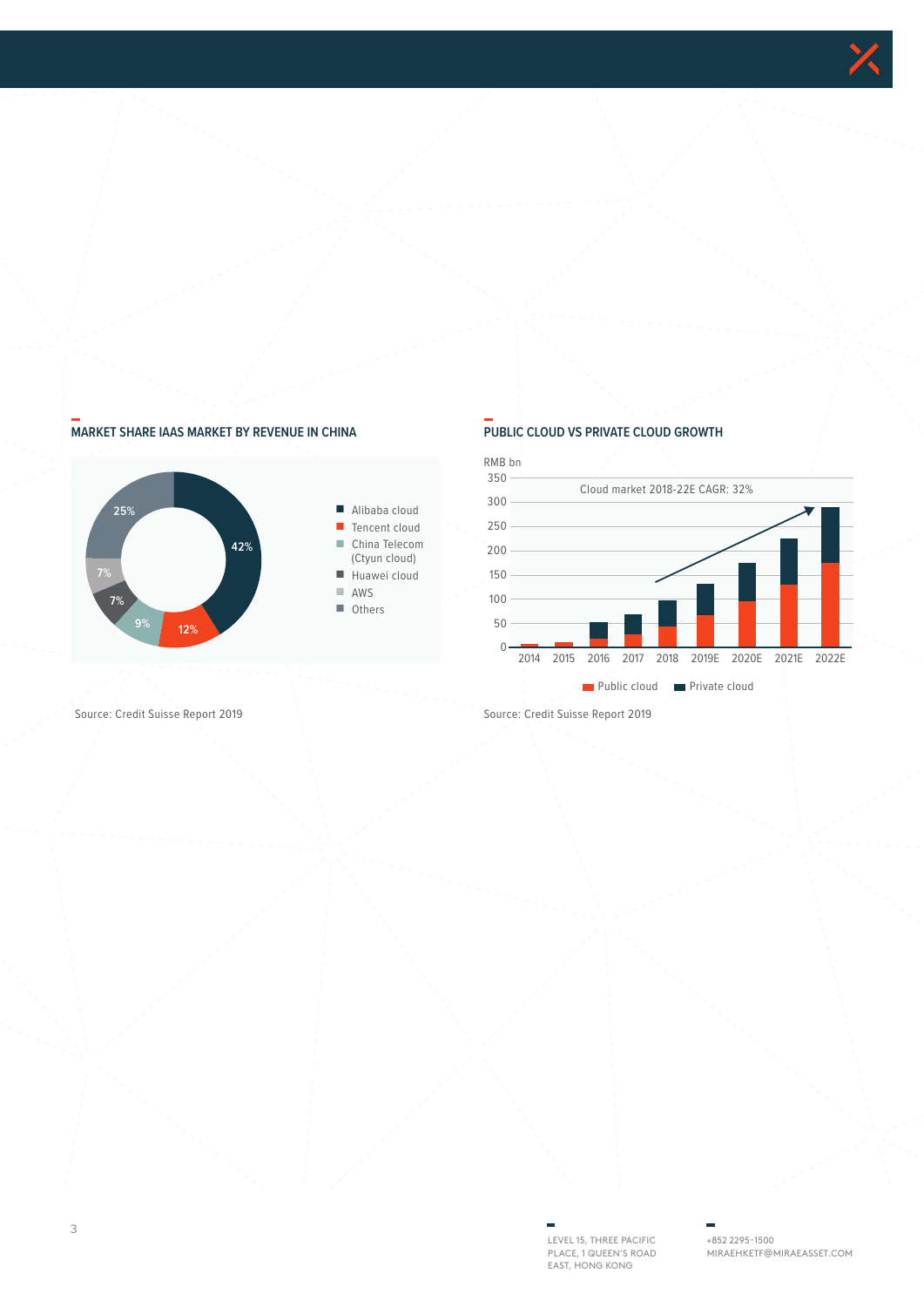## MARKET SHARE IAAS MARKET BY REVENUE IN CHINA

- Alibaba cloud: 42%
- Tencent cloud: 12%
- China Telecom (Ctyun cloud): 9%
- Huawei cloud: 7%
- AWS: 7%
- Others: 25%

Source: Credit Suisse Report 2019

## PUBLIC CLOUD VS PRIVATE CLOUD GROWTH

RMB bn

Cloud market 2018-22E CAGR: 32%

2014 2015 2016 2017 2018 2019E 2020E 2021E 2022E

Public cloud Private cloud

Source: Credit Suisse Report 2019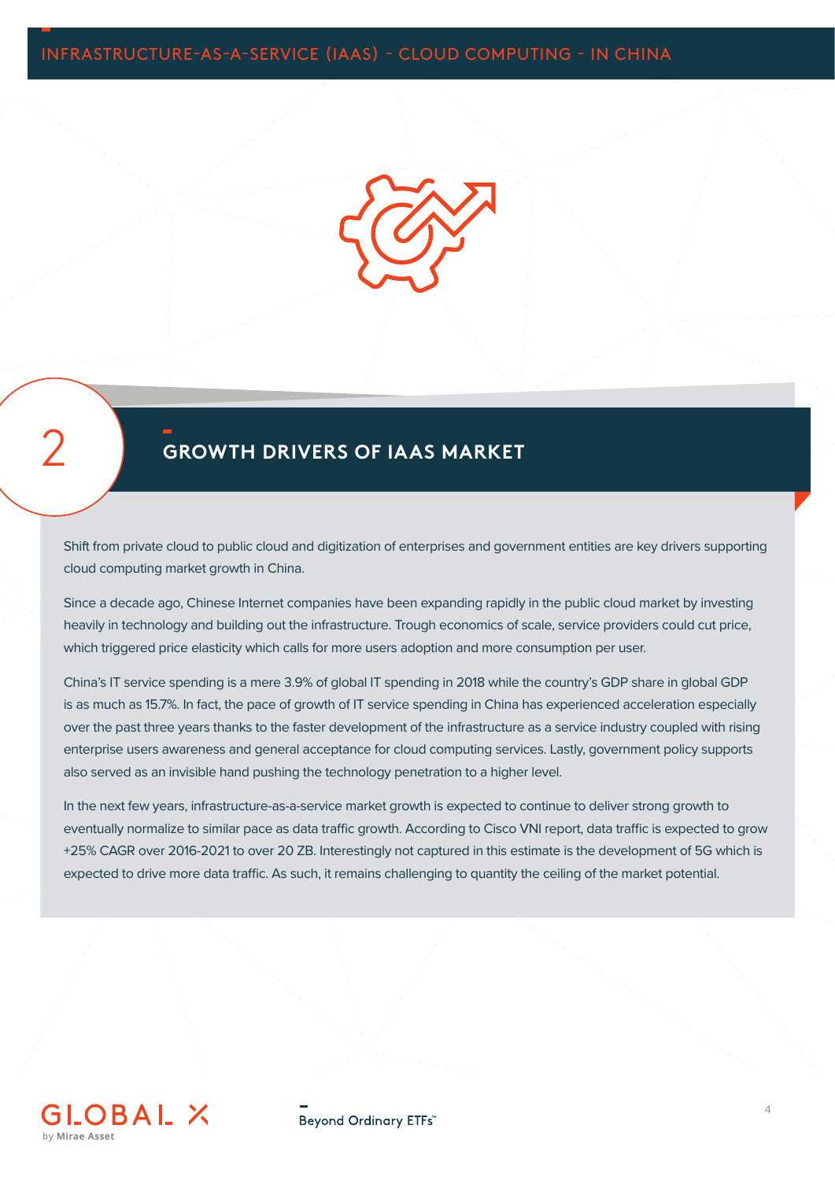## 2 GROWTH DRIVERS OF IAAS MARKET

Shift from private cloud to public cloud and digitization of enterprises and government entities are key drivers supporting cloud computing market growth in China.

Since a decade ago, Chinese Internet companies have been expanding rapidly in the public cloud market by investing heavily in technology and building out the infrastructure. Trough economics of scale, service providers could cut price, which triggered price elasticity which calls for more users adoption and more consumption per user.

China's IT service spending is a mere 3.9% of global IT spending in 2018 while the country's GDP share in global GDP is as much as 15.7%. In fact, the pace of growth of IT service spending in China has experienced acceleration especially over the past three years thanks to the faster development of the infrastructure as a service industry coupled with rising enterprise users awareness and general acceptance for cloud computing services. Lastly, government policy supports also served as an invisible hand pushing the technology penetration to a higher level.

In the next few years, infrastructure-as-a-service market growth is expected to continue to deliver strong growth to eventually normalize to similar pace as data traffic growth. According to Cisco VNI report, data traffic is expected to grow +25% CAGR over 2016-2021 to over 20 ZB. Interestingly not captured in this estimate is the development of 5G which is expected to drive more data traffic. As such, it remains challenging to quantity the ceiling of the market potential.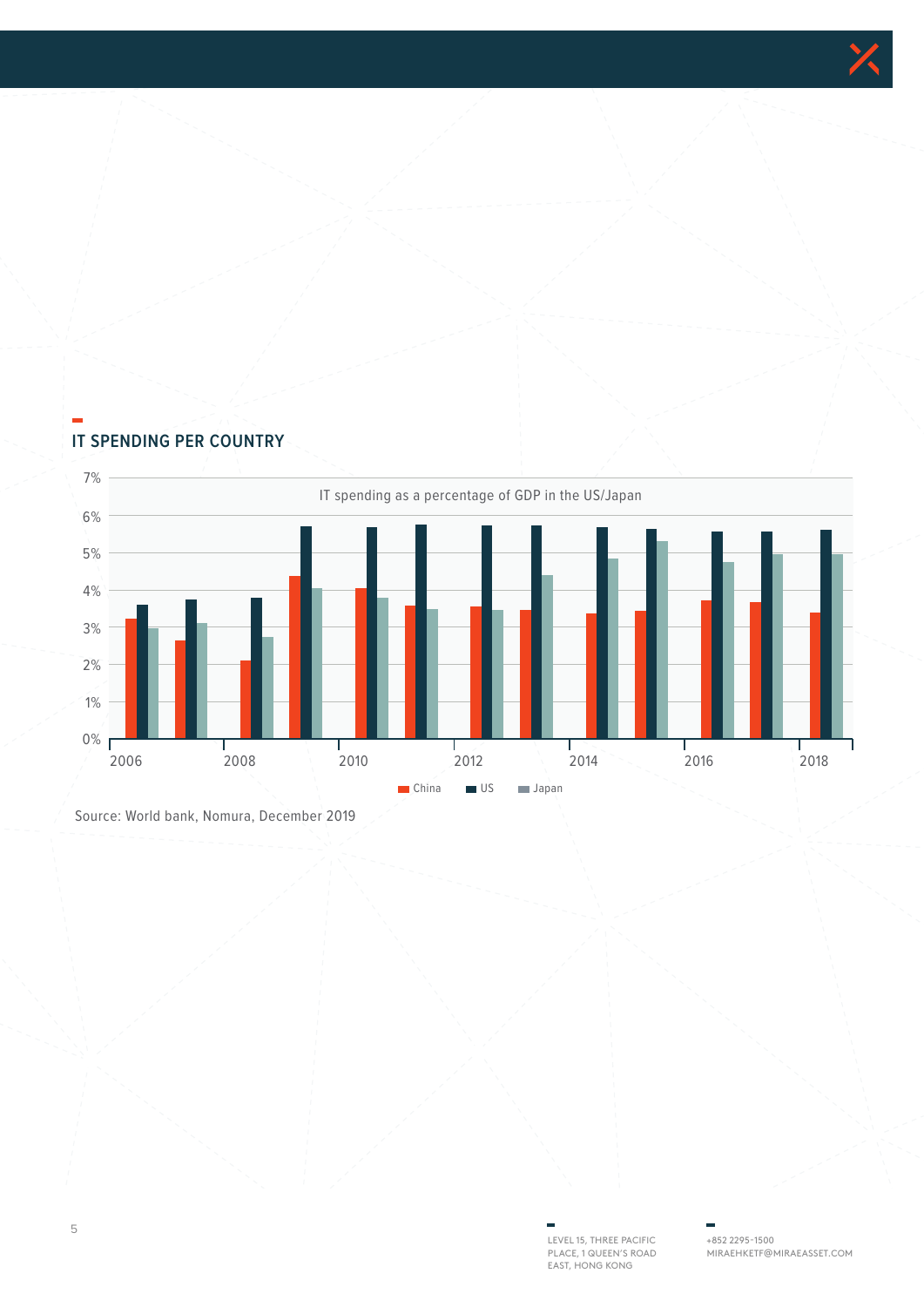## IT SPENDING PER COUNTRY

IT spending as a percentage of GDP in the US/Japan

Source: World bank, Nomura, December 2019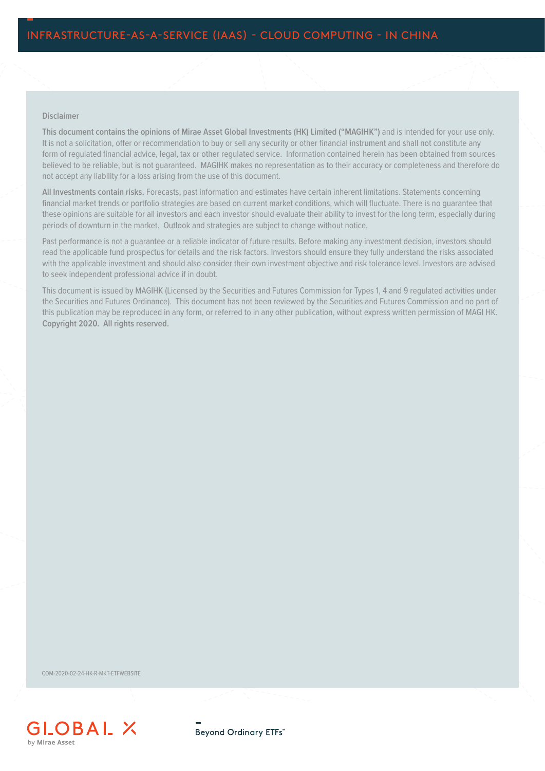Disclaimer

**This document contains the opinions of Mirae Asset Global Investments (HK) Limited ("MAGIHK")** and is intended for your use only. It is not a solicitation, offer or recommendation to buy or sell any security or other financial instrument and shall not constitute any form of regulated financial advice, legal, tax or other regulated service. Information contained herein has been obtained from sources believed to be reliable, but is not guaranteed. MAGIHK makes no representation as to their accuracy or completeness and therefore do not accept any liability for a loss arising from the use of this document.

**All Investments contain risks.** Forecasts, past information and estimates have certain inherent limitations. Statements concerning financial market trends or portfolio strategies are based on current market conditions, which will fluctuate. There is no guarantee that these opinions are suitable for all investors and each investor should evaluate their ability to invest for the long term, especially during periods of downturn in the market. Outlook and strategies are subject to change without notice.

Past performance is not a guarantee or a reliable indicator of future results. Before making any investment decision, investors should read the applicable fund prospectus for details and the risk factors. Investors should ensure they fully understand the risks associated with the applicable investment and should also consider their own investment objective and risk tolerance level. Investors are advised to seek independent professional advice if in doubt.

This document is issued by MAGIHK (Licensed by the Securities and Futures Commission for Types 1, 4 and 9 regulated activities under the Securities and Futures Ordinance). This document has not been reviewed by the Securities and Futures Commission and no part of this publication may be reproduced in any form, or referred to in any other publication, without express written permission of MAGI HK. **Copyright 2020. All rights reserved.**

COM-2020-02-24-HK-R-MKT-ETFWEBSITE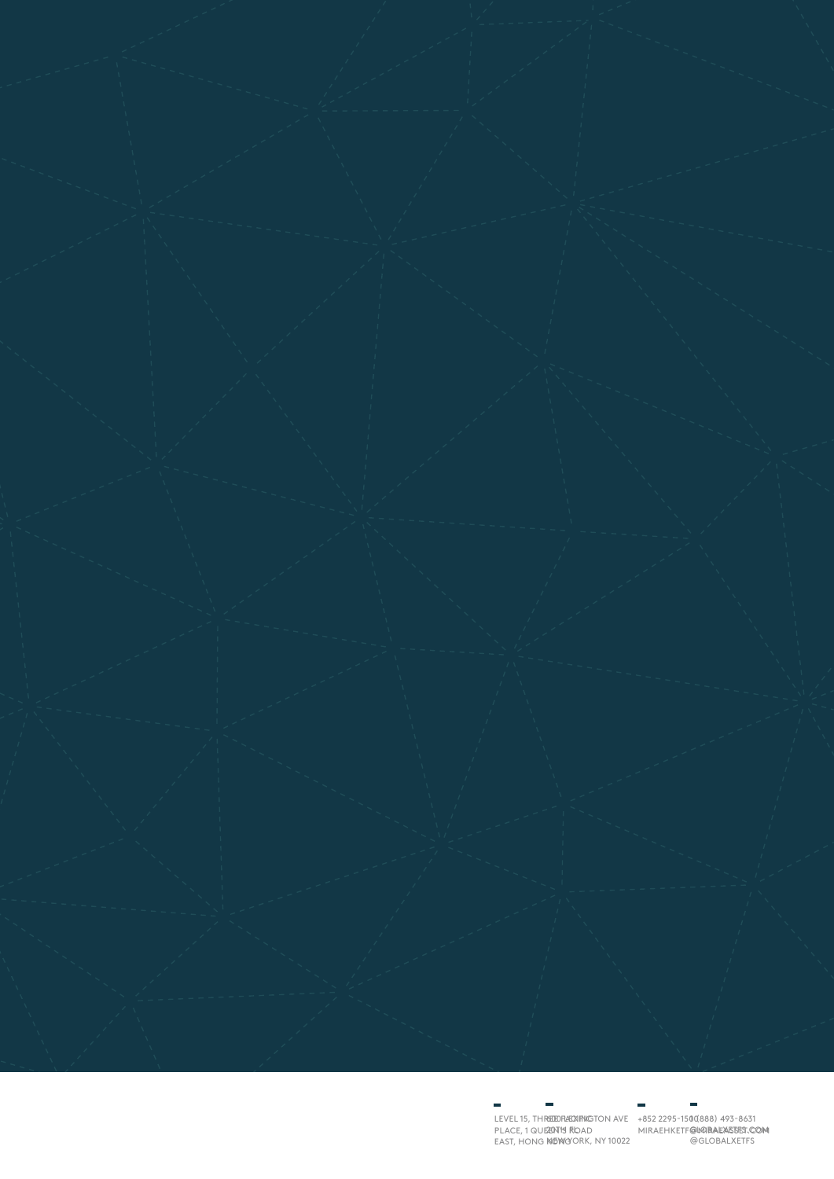LEVEL 15, THREE PACIFIC PLACE, 1 QUEEN'S ROAD EAST, HONG KONG

600 LEXINGTON AVE 20TH FL NEW YORK, NY 10022

+852 2295-1500
MIRAEHKETF@MIRAEASSET.COM

1 (888) 493-8631
INFO@GLOBALXETFS.COM
@GLOBALXETFS